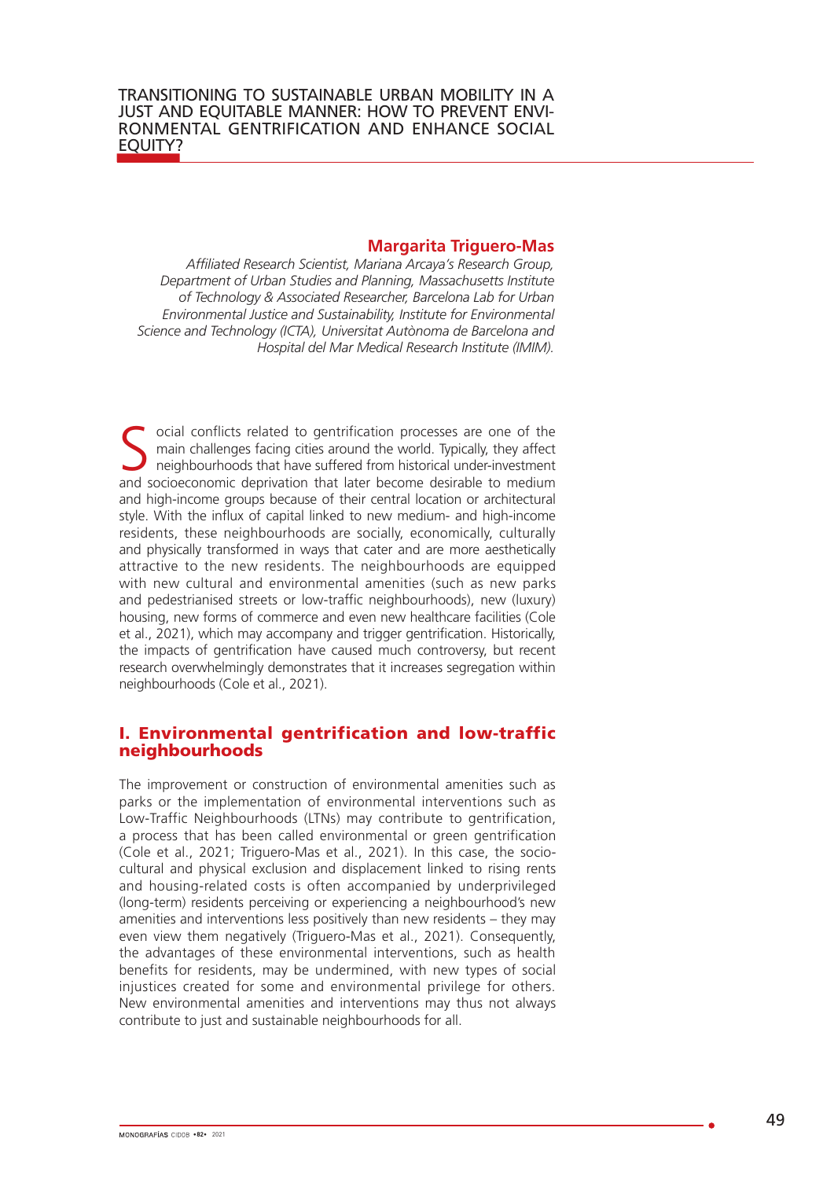# TRANSITIONING TO SUSTAINABLE URBAN MOBILITY IN A JUST AND EQUITABLE MANNER: HOW TO PREVENT ENVIRONMENTAL GENTRIFICATION AND ENHANCE SOCIAL EQUITY?

**Margarita Triguero-Mas**

*Affiliated Research Scientist, Mariana Arcaya's Research Group, Department of Urban Studies and Planning, Massachusetts Institute of Technology & Associated Researcher, Barcelona Lab for Urban Environmental Justice and Sustainability, Institute for Environmental Science and Technology (ICTA), Universitat Autònoma de Barcelona and Hospital del Mar Medical Research Institute (IMIM).*

Social conflicts related to gentrification processes are one of the main challenges facing cities around the world. Typically, they affect neighbourhoods that have suffered from historical under-investment and socioeconomic deprivation that later become desirable to medium and high-income groups because of their central location or architectural style. With the influx of capital linked to new medium- and high-income residents, these neighbourhoods are socially, economically, culturally and physically transformed in ways that cater and are more aesthetically attractive to the new residents. The neighbourhoods are equipped with new cultural and environmental amenities (such as new parks and pedestrianised streets or low-traffic neighbourhoods), new (luxury) housing, new forms of commerce and even new healthcare facilities (Cole et al., 2021), which may accompany and trigger gentrification. Historically, the impacts of gentrification have caused much controversy, but recent research overwhelmingly demonstrates that it increases segregation within neighbourhoods (Cole et al., 2021).

## I. Environmental gentrification and low-traffic neighbourhoods

The improvement or construction of environmental amenities such as parks or the implementation of environmental interventions such as Low-Traffic Neighbourhoods (LTNs) may contribute to gentrification, a process that has been called environmental or green gentrification (Cole et al., 2021; Triguero-Mas et al., 2021). In this case, the socio-cultural and physical exclusion and displacement linked to rising rents and housing-related costs is often accompanied by underprivileged (long-term) residents perceiving or experiencing a neighbourhood's new amenities and interventions less positively than new residents – they may even view them negatively (Triguero-Mas et al., 2021). Consequently, the advantages of these environmental interventions, such as health benefits for residents, may be undermined, with new types of social injustices created for some and environmental privilege for others. New environmental amenities and interventions may thus not always contribute to just and sustainable neighbourhoods for all.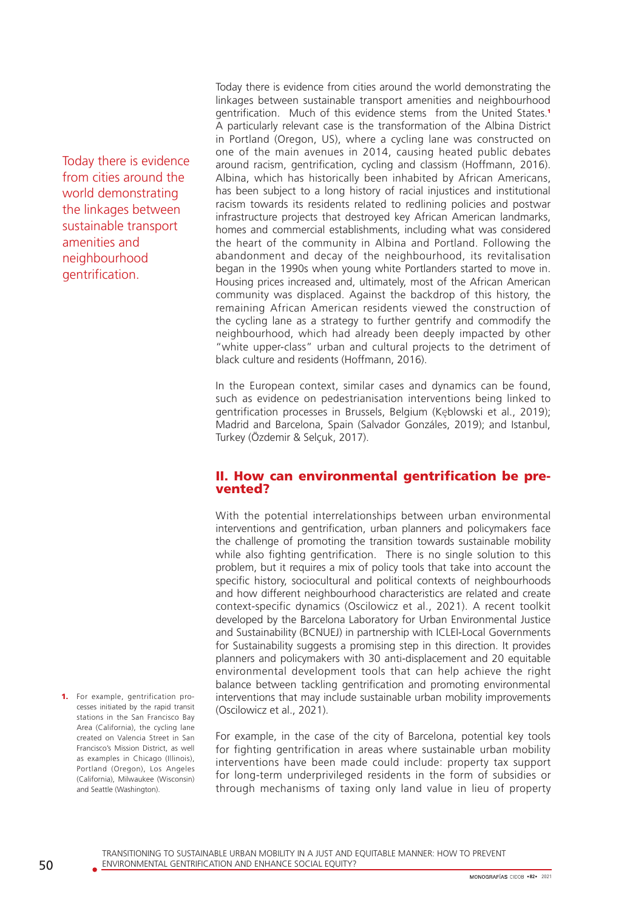Today there is evidence from cities around the world demonstrating the linkages between sustainable transport amenities and neighbourhood gentrification. Much of this evidence stems from the United States.[1] A particularly relevant case is the transformation of the Albina District in Portland (Oregon, US), where a cycling lane was constructed on one of the main avenues in 2014, causing heated public debates around racism, gentrification, cycling and classism (Hoffmann, 2016). Albina, which has historically been inhabited by African Americans, has been subject to a long history of racial injustices and institutional racism towards its residents related to redlining policies and postwar infrastructure projects that destroyed key African American landmarks, homes and commercial establishments, including what was considered the heart of the community in Albina and Portland. Following the abandonment and decay of the neighbourhood, its revitalisation began in the 1990s when young white Portlanders started to move in. Housing prices increased and, ultimately, most of the African American community was displaced. Against the backdrop of this history, the remaining African American residents viewed the construction of the cycling lane as a strategy to further gentrify and commodify the neighbourhood, which had already been deeply impacted by other "white upper-class" urban and cultural projects to the detriment of black culture and residents (Hoffmann, 2016).

Today there is evidence from cities around the world demonstrating the linkages between sustainable transport amenities and neighbourhood gentrification.

In the European context, similar cases and dynamics can be found, such as evidence on pedestrianisation interventions being linked to gentrification processes in Brussels, Belgium (Kębłowski et al., 2019); Madrid and Barcelona, Spain (Salvador Gonzáles, 2019); and Istanbul, Turkey (Özdemir & Selçuk, 2017).

## II. How can environmental gentrification be prevented?

With the potential interrelationships between urban environmental interventions and gentrification, urban planners and policymakers face the challenge of promoting the transition towards sustainable mobility while also fighting gentrification. There is no single solution to this problem, but it requires a mix of policy tools that take into account the specific history, sociocultural and political contexts of neighbourhoods and how different neighbourhood characteristics are related and create context-specific dynamics (Oscilowicz et al., 2021). A recent toolkit developed by the Barcelona Laboratory for Urban Environmental Justice and Sustainability (BCNUEJ) in partnership with ICLEI-Local Governments for Sustainability suggests a promising step in this direction. It provides planners and policymakers with 30 anti-displacement and 20 equitable environmental development tools that can help achieve the right balance between tackling gentrification and promoting environmental interventions that may include sustainable urban mobility improvements (Oscilowicz et al., 2021).

For example, in the case of the city of Barcelona, potential key tools for fighting gentrification in areas where sustainable urban mobility interventions have been made could include: property tax support for long-term underprivileged residents in the form of subsidies or through mechanisms of taxing only land value in lieu of property

1. For example, gentrification processes initiated by the rapid transit stations in the San Francisco Bay Area (California), the cycling lane created on Valencia Street in San Francisco's Mission District, as well as examples in Chicago (Illinois), Portland (Oregon), Los Angeles (California), Milwaukee (Wisconsin) and Seattle (Washington).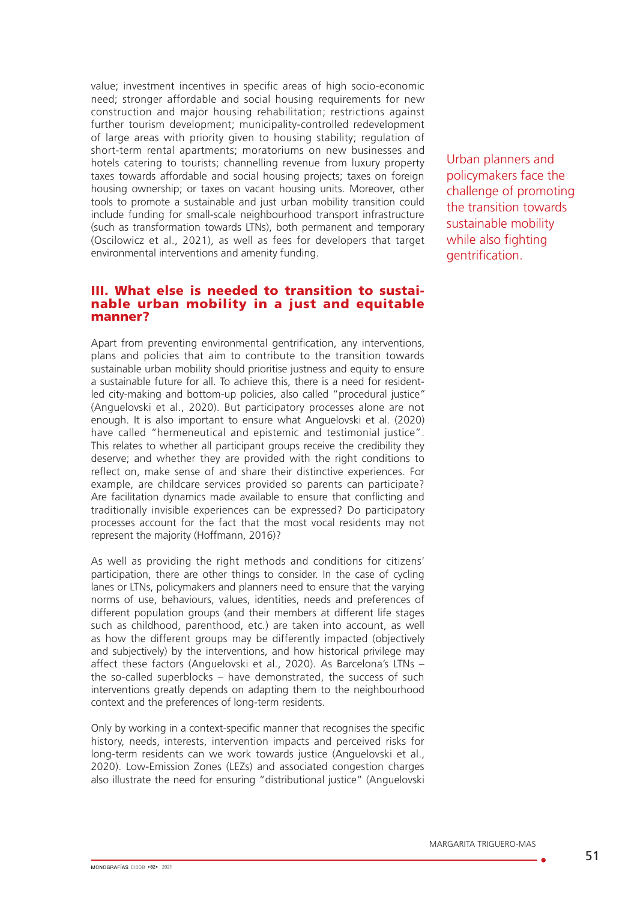value; investment incentives in specific areas of high socio-economic need; stronger affordable and social housing requirements for new construction and major housing rehabilitation; restrictions against further tourism development; municipality-controlled redevelopment of large areas with priority given to housing stability; regulation of short-term rental apartments; moratoriums on new businesses and hotels catering to tourists; channelling revenue from luxury property taxes towards affordable and social housing projects; taxes on foreign housing ownership; or taxes on vacant housing units. Moreover, other tools to promote a sustainable and just urban mobility transition could include funding for small-scale neighbourhood transport infrastructure (such as transformation towards LTNs), both permanent and temporary (Oscilowicz et al., 2021), as well as fees for developers that target environmental interventions and amenity funding.

Urban planners and policymakers face the challenge of promoting the transition towards sustainable mobility while also fighting gentrification.

## III. What else is needed to transition to sustainable urban mobility in a just and equitable manner?

Apart from preventing environmental gentrification, any interventions, plans and policies that aim to contribute to the transition towards sustainable urban mobility should prioritise justness and equity to ensure a sustainable future for all. To achieve this, there is a need for resident-led city-making and bottom-up policies, also called "procedural justice" (Anguelovski et al., 2020). But participatory processes alone are not enough. It is also important to ensure what Anguelovski et al. (2020) have called "hermeneutical and epistemic and testimonial justice". This relates to whether all participant groups receive the credibility they deserve; and whether they are provided with the right conditions to reflect on, make sense of and share their distinctive experiences. For example, are childcare services provided so parents can participate? Are facilitation dynamics made available to ensure that conflicting and traditionally invisible experiences can be expressed? Do participatory processes account for the fact that the most vocal residents may not represent the majority (Hoffmann, 2016)?

As well as providing the right methods and conditions for citizens' participation, there are other things to consider. In the case of cycling lanes or LTNs, policymakers and planners need to ensure that the varying norms of use, behaviours, values, identities, needs and preferences of different population groups (and their members at different life stages such as childhood, parenthood, etc.) are taken into account, as well as how the different groups may be differently impacted (objectively and subjectively) by the interventions, and how historical privilege may affect these factors (Anguelovski et al., 2020). As Barcelona's LTNs – the so-called superblocks – have demonstrated, the success of such interventions greatly depends on adapting them to the neighbourhood context and the preferences of long-term residents.

Only by working in a context-specific manner that recognises the specific history, needs, interests, intervention impacts and perceived risks for long-term residents can we work towards justice (Anguelovski et al., 2020). Low-Emission Zones (LEZs) and associated congestion charges also illustrate the need for ensuring "distributional justice" (Anguelovski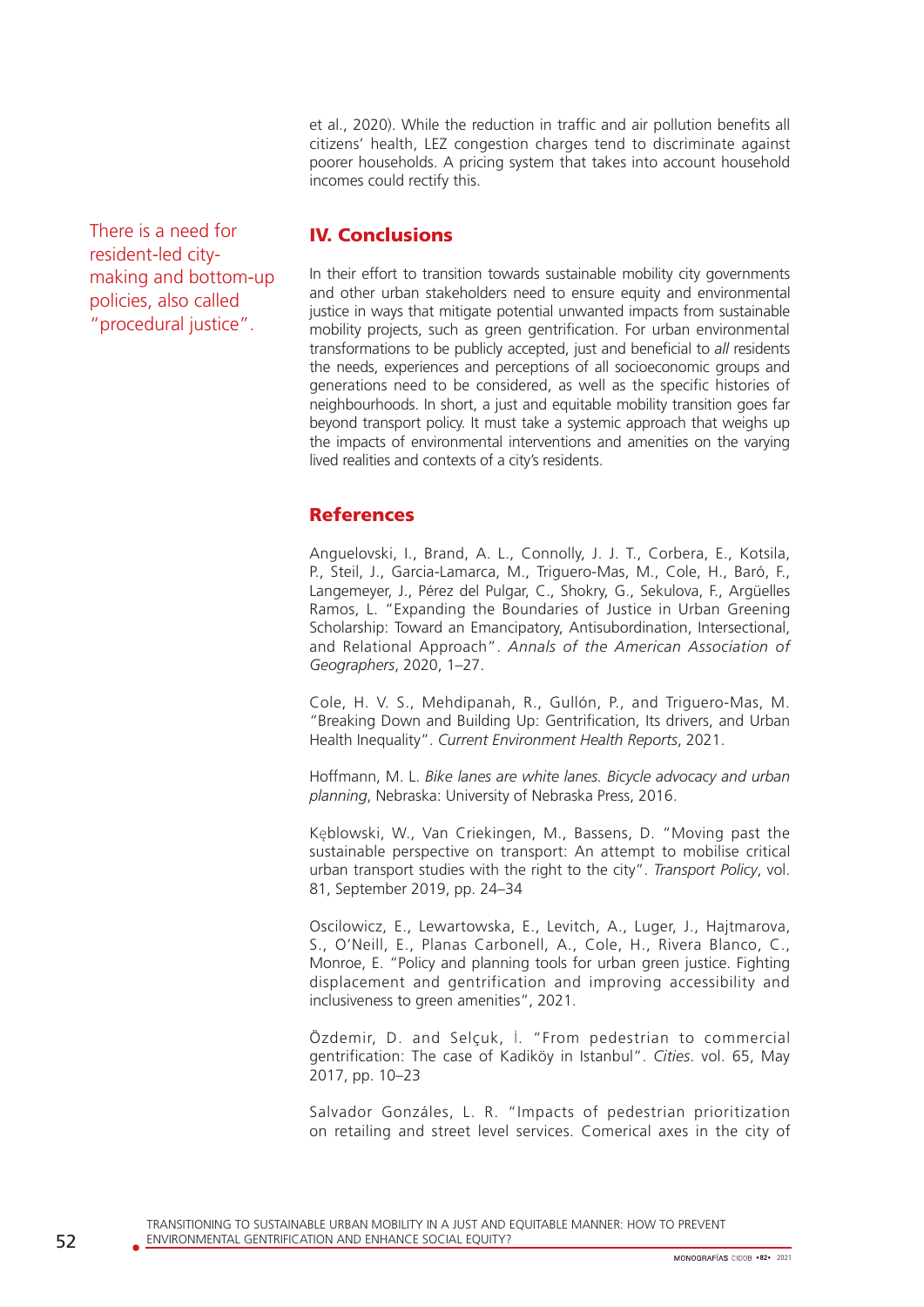et al., 2020). While the reduction in traffic and air pollution benefits all citizens' health, LEZ congestion charges tend to discriminate against poorer households. A pricing system that takes into account household incomes could rectify this.

## IV. Conclusions

There is a need for resident-led city-making and bottom-up policies, also called "procedural justice".

In their effort to transition towards sustainable mobility city governments and other urban stakeholders need to ensure equity and environmental justice in ways that mitigate potential unwanted impacts from sustainable mobility projects, such as green gentrification. For urban environmental transformations to be publicly accepted, just and beneficial to *all* residents the needs, experiences and perceptions of all socioeconomic groups and generations need to be considered, as well as the specific histories of neighbourhoods. In short, a just and equitable mobility transition goes far beyond transport policy. It must take a systemic approach that weighs up the impacts of environmental interventions and amenities on the varying lived realities and contexts of a city's residents.

## References

Anguelovski, I., Brand, A. L., Connolly, J. J. T., Corbera, E., Kotsila, P., Steil, J., Garcia-Lamarca, M., Triguero-Mas, M., Cole, H., Baró, F., Langemeyer, J., Pérez del Pulgar, C., Shokry, G., Sekulova, F., Argüelles Ramos, L. "Expanding the Boundaries of Justice in Urban Greening Scholarship: Toward an Emancipatory, Antisubordination, Intersectional, and Relational Approach". *Annals of the American Association of Geographers*, 2020, 1–27.

Cole, H. V. S., Mehdipanah, R., Gullón, P., and Triguero-Mas, M. "Breaking Down and Building Up: Gentrification, Its drivers, and Urban Health Inequality". *Current Environment Health Reports*, 2021.

Hoffmann, M. L. *Bike lanes are white lanes. Bicycle advocacy and urban planning*, Nebraska: University of Nebraska Press, 2016.

Kębłowski, W., Van Criekingen, M., Bassens, D. "Moving past the sustainable perspective on transport: An attempt to mobilise critical urban transport studies with the right to the city". *Transport Policy*, vol. 81, September 2019, pp. 24–34

Oscilowicz, E., Lewartowska, E., Levitch, A., Luger, J., Hajtmarova, S., O'Neill, E., Planas Carbonell, A., Cole, H., Rivera Blanco, C., Monroe, E. "Policy and planning tools for urban green justice. Fighting displacement and gentrification and improving accessibility and inclusiveness to green amenities", 2021.

Özdemir, D. and Selçuk, İ. "From pedestrian to commercial gentrification: The case of Kadiköy in Istanbul". *Cities*. vol. 65, May 2017, pp. 10–23

Salvador Gonzáles, L. R. "Impacts of pedestrian prioritization on retailing and street level services. Comerical axes in the city of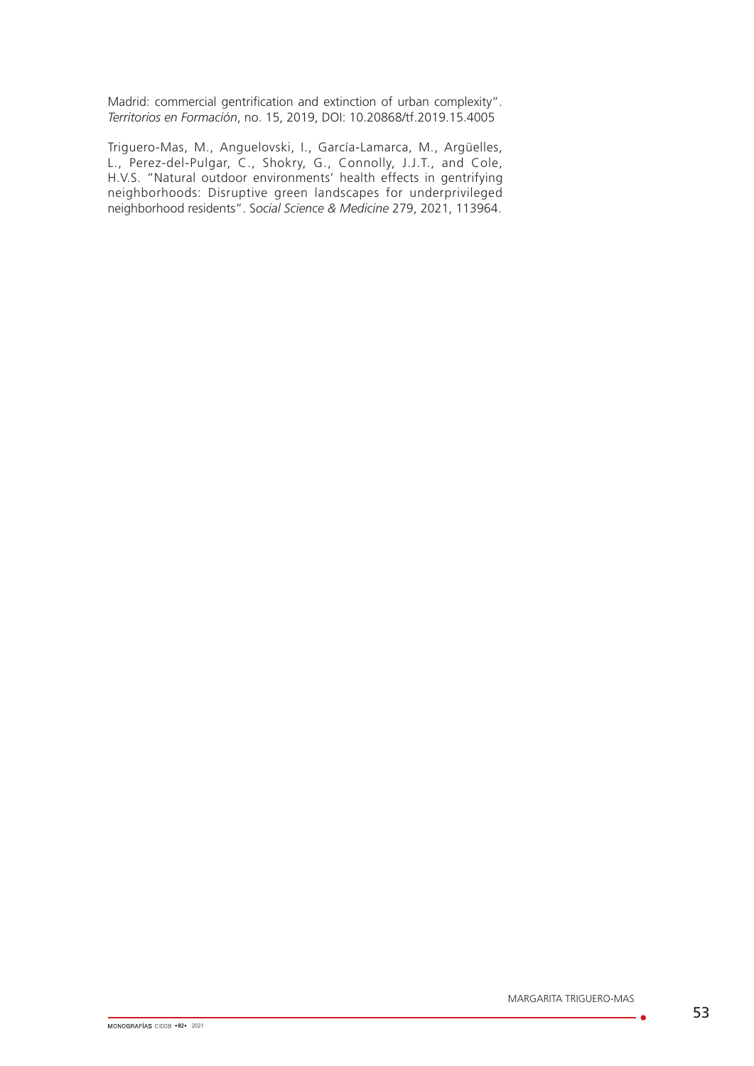Madrid: commercial gentrification and extinction of urban complexity". *Territorios en Formación*, no. 15, 2019, DOI: 10.20868/tf.2019.15.4005

Triguero-Mas, M., Anguelovski, I., García-Lamarca, M., Argüelles, L., Perez-del-Pulgar, C., Shokry, G., Connolly, J.J.T., and Cole, H.V.S. "Natural outdoor environments' health effects in gentrifying neighborhoods: Disruptive green landscapes for underprivileged neighborhood residents". *Social Science & Medicine* 279, 2021, 113964.